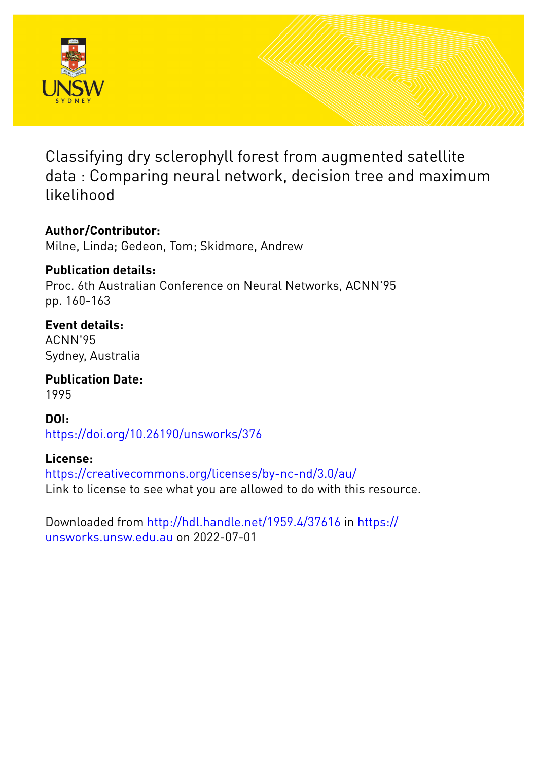# Classifying dry sclerophyll forest from augmented satellite data : Comparing neural network, decision tree and maximum likelihood

**Author/Contributor:**
Milne, Linda; Gedeon, Tom; Skidmore, Andrew

**Publication details:**
Proc. 6th Australian Conference on Neural Networks, ACNN'95
pp. 160-163

**Event details:**
ACNN'95
Sydney, Australia

**Publication Date:**
1995

**DOI:**
https://doi.org/10.26190/unsworks/376

**License:**
https://creativecommons.org/licenses/by-nc-nd/3.0/au/
Link to license to see what you are allowed to do with this resource.

Downloaded from http://hdl.handle.net/1959.4/37616 in https://unsworks.unsw.edu.au on 2022-07-01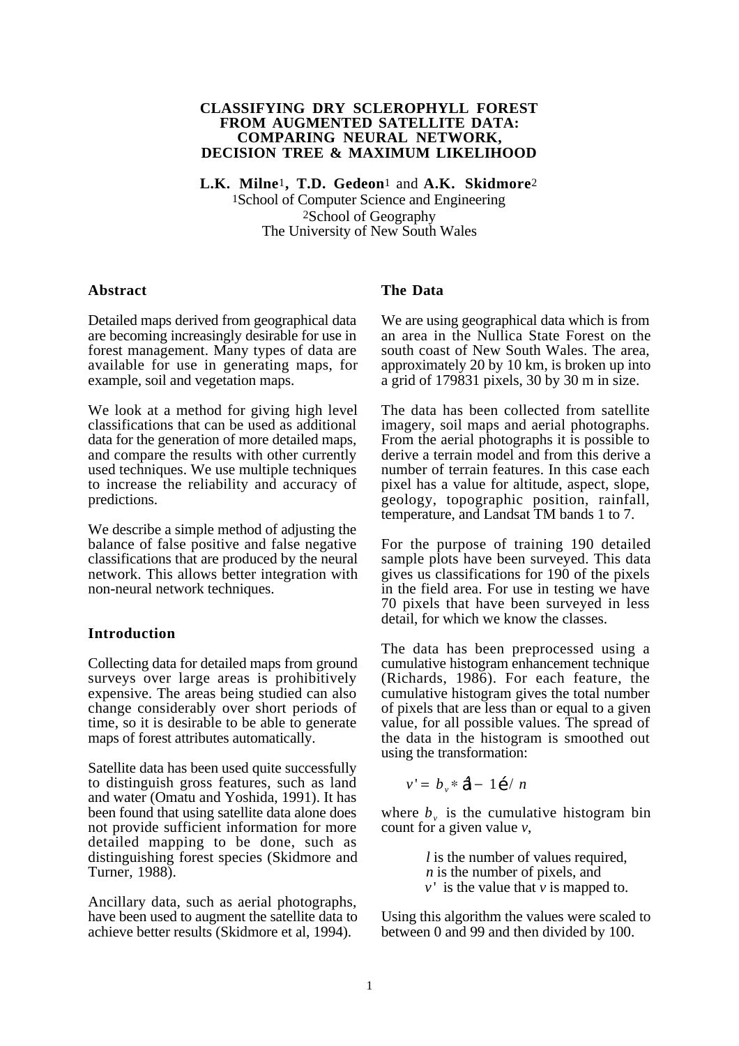**CLASSIFYING DRY SCLEROPHYLL FOREST FROM AUGMENTED SATELLITE DATA: COMPARING NEURAL NETWORK, DECISION TREE & MAXIMUM LIKELIHOOD**

**L.K. Milne**[1], **T.D. Gedeon**[1] and **A.K. Skidmore**[2]
[1]School of Computer Science and Engineering
[2]School of Geography
The University of New South Wales

## Abstract

Detailed maps derived from geographical data are becoming increasingly desirable for use in forest management. Many types of data are available for use in generating maps, for example, soil and vegetation maps.

We look at a method for giving high level classifications that can be used as additional data for the generation of more detailed maps, and compare the results with other currently used techniques. We use multiple techniques to increase the reliability and accuracy of predictions.

We describe a simple method of adjusting the balance of false positive and false negative classifications that are produced by the neural network. This allows better integration with non-neural network techniques.

## Introduction

Collecting data for detailed maps from ground surveys over large areas is prohibitively expensive. The areas being studied can also change considerably over short periods of time, so it is desirable to be able to generate maps of forest attributes automatically.

Satellite data has been used quite successfully to distinguish gross features, such as land and water (Omatu and Yoshida, 1991). It has been found that using satellite data alone does not provide sufficient information for more detailed mapping to be done, such as distinguishing forest species (Skidmore and Turner, 1988).

Ancillary data, such as aerial photographs, have been used to augment the satellite data to achieve better results (Skidmore et al, 1994).

## The Data

We are using geographical data which is from an area in the Nullica State Forest on the south coast of New South Wales. The area, approximately 20 by 10 km, is broken up into a grid of 179831 pixels, 30 by 30 m in size.

The data has been collected from satellite imagery, soil maps and aerial photographs. From the aerial photographs it is possible to derive a terrain model and from this derive a number of terrain features. In this case each pixel has a value for altitude, aspect, slope, geology, topographic position, rainfall, temperature, and Landsat TM bands 1 to 7.

For the purpose of training 190 detailed sample plots have been surveyed. This data gives us classifications for 190 of the pixels in the field area. For use in testing we have 70 pixels that have been surveyed in less detail, for which we know the classes.

The data has been preprocessed using a cumulative histogram enhancement technique (Richards, 1986). For each feature, the cumulative histogram gives the total number of pixels that are less than or equal to a given value, for all possible values. The spread of the data in the histogram is smoothed out using the transformation:

$$v' = b_v * \left(l - 1\right) / n$$

where $b_v$ is the cumulative histogram bin count for a given value $v$,

> $l$ is the number of values required,
> $n$ is the number of pixels, and
> $v'$ is the value that $v$ is mapped to.

Using this algorithm the values were scaled to between 0 and 99 and then divided by 100.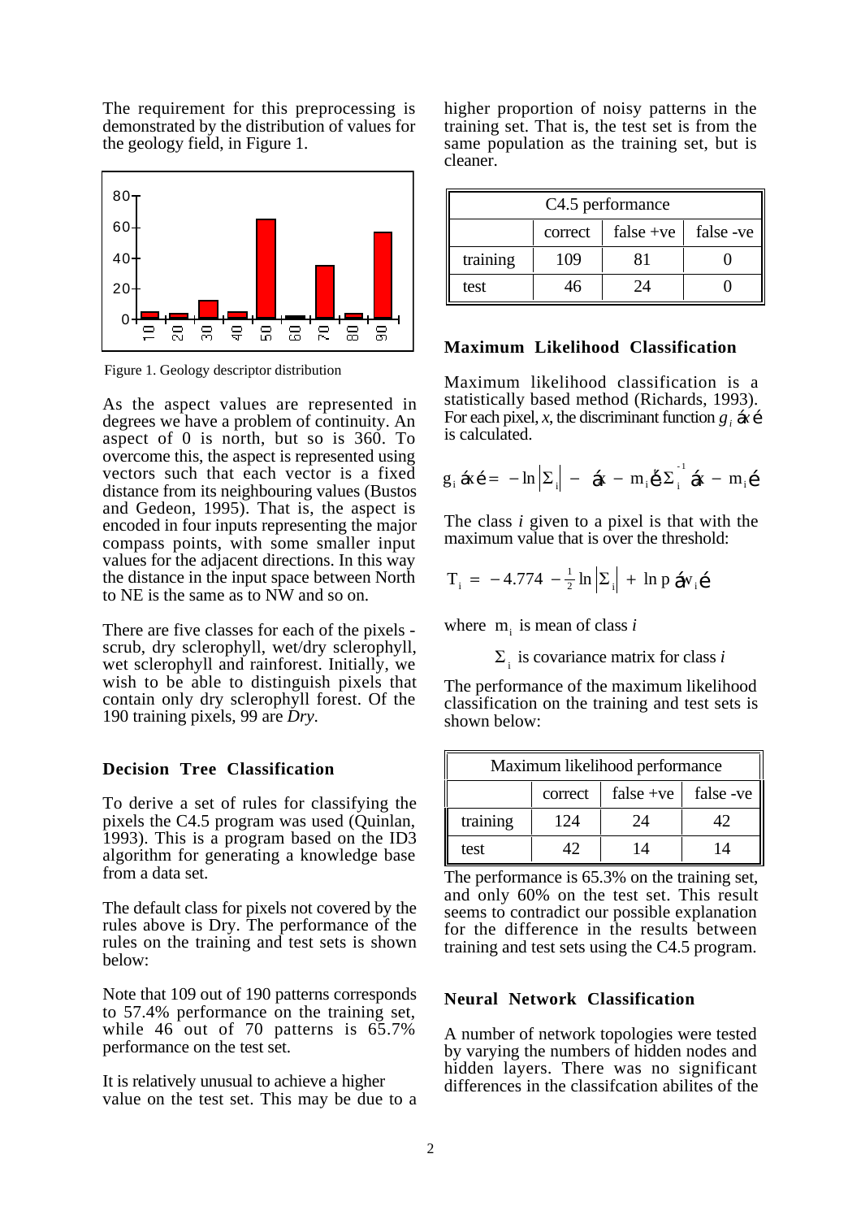The requirement for this preprocessing is demonstrated by the distribution of values for the geology field, in Figure 1.

Figure 1. Geology descriptor distribution

As the aspect values are represented in degrees we have a problem of continuity. An aspect of 0 is north, but so is 360. To overcome this, the aspect is represented using vectors such that each vector is a fixed distance from its neighbouring values (Bustos and Gedeon, 1995). That is, the aspect is encoded in four inputs representing the major compass points, with some smaller input values for the adjacent directions. In this way the distance in the input space between North to NE is the same as to NW and so on.

There are five classes for each of the pixels - scrub, dry sclerophyll, wet/dry sclerophyll, wet sclerophyll and rainforest. Initially, we wish to be able to distinguish pixels that contain only dry sclerophyll forest. Of the 190 training pixels, 99 are *Dry*.

## Decision Tree Classification

To derive a set of rules for classifying the pixels the C4.5 program was used (Quinlan, 1993). This is a program based on the ID3 algorithm for generating a knowledge base from a data set.

The default class for pixels not covered by the rules above is Dry. The performance of the rules on the training and test sets is shown below:

Note that 109 out of 190 patterns corresponds to 57.4% performance on the training set, while 46 out of 70 patterns is 65.7% performance on the test set.

It is relatively unusual to achieve a higher value on the test set. This may be due to a higher proportion of noisy patterns in the training set. That is, the test set is from the same population as the training set, but is cleaner.

| C4.5 performance | | | |
|---|---|---|---|
| | correct | false +ve | false -ve |
| training | 109 | 81 | 0 |
| test | 46 | 24 | 0 |

## Maximum Likelihood Classification

Maximum likelihood classification is a statistically based method (Richards, 1993). For each pixel, $x$, the discriminant function $g_i(x)$ is calculated.

$$g_i(x) = -\ln|\Sigma_i| - (x - m_i)^t \Sigma_i^{-1} (x - m_i)$$

The class $i$ given to a pixel is that with the maximum value that is over the threshold:

$$T_i = -4.774 - \tfrac{1}{2}\ln|\Sigma_i| + \ln p(w_i)$$

where $m_i$ is mean of class $i$

$\Sigma_i$ is covariance matrix for class $i$

The performance of the maximum likelihood classification on the training and test sets is shown below:

| Maximum likelihood performance | | | |
|---|---|---|---|
| | correct | false +ve | false -ve |
| training | 124 | 24 | 42 |
| test | 42 | 14 | 14 |

The performance is 65.3% on the training set, and only 60% on the test set. This result seems to contradict our possible explanation for the difference in the results between training and test sets using the C4.5 program.

## Neural Network Classification

A number of network topologies were tested by varying the numbers of hidden nodes and hidden layers. There was no significant differences in the classifcation abilites of the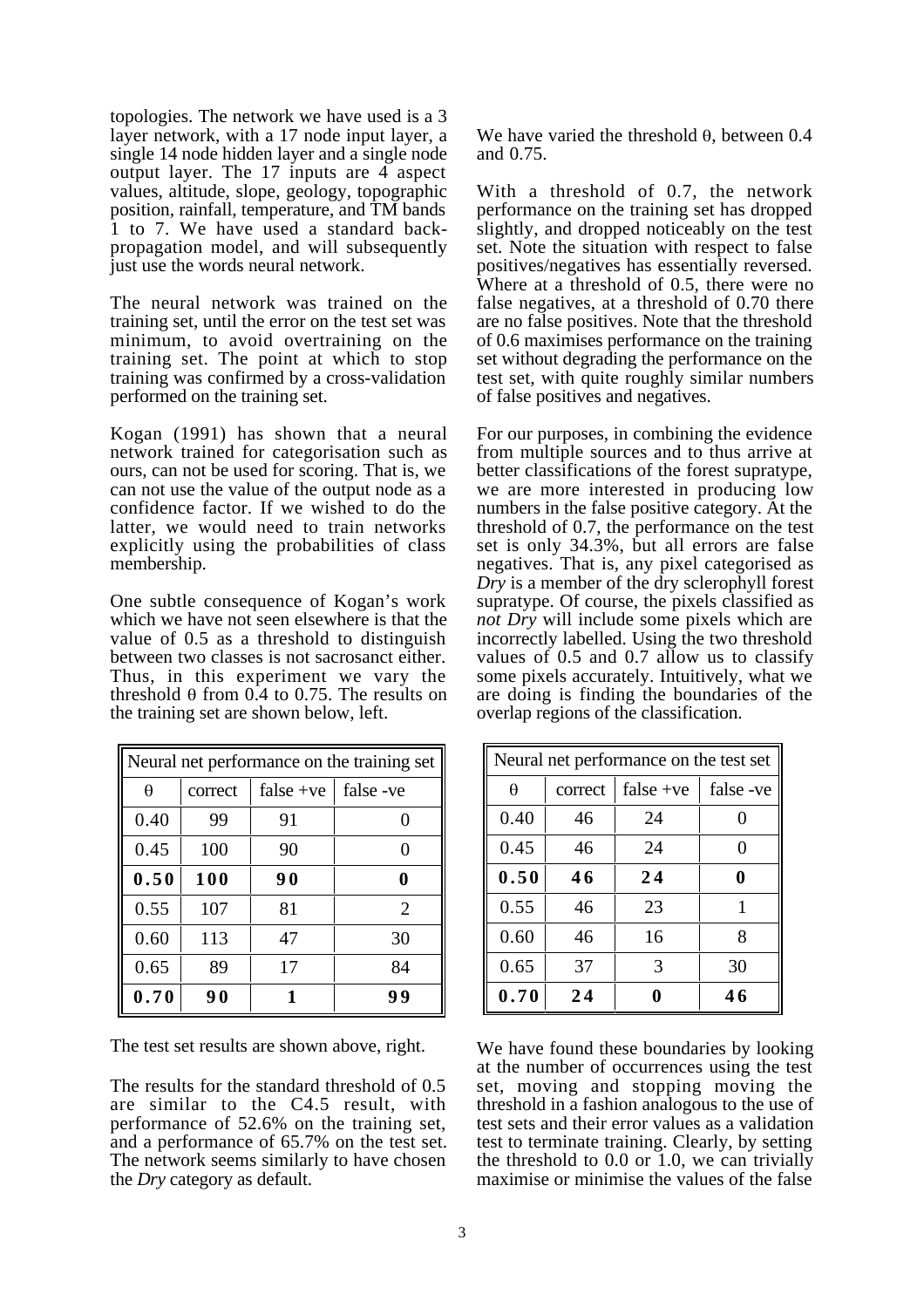topologies. The network we have used is a 3 layer network, with a 17 node input layer, a single 14 node hidden layer and a single node output layer. The 17 inputs are 4 aspect values, altitude, slope, geology, topographic position, rainfall, temperature, and TM bands 1 to 7. We have used a standard back-propagation model, and will subsequently just use the words neural network.

The neural network was trained on the training set, until the error on the test set was minimum, to avoid overtraining on the training set. The point at which to stop training was confirmed by a cross-validation performed on the training set.

Kogan (1991) has shown that a neural network trained for categorisation such as ours, can not be used for scoring. That is, we can not use the value of the output node as a confidence factor. If we wished to do the latter, we would need to train networks explicitly using the probabilities of class membership.

One subtle consequence of Kogan's work which we have not seen elsewhere is that the value of 0.5 as a threshold to distinguish between two classes is not sacrosanct either. Thus, in this experiment we vary the threshold θ from 0.4 to 0.75. The results on the training set are shown below, left.

| Neural net performance on the training set | | | |
|---|---|---|---|
| θ | correct | false +ve | false -ve |
| 0.40 | 99 | 91 | 0 |
| 0.45 | 100 | 90 | 0 |
| **0.50** | **100** | **90** | **0** |
| 0.55 | 107 | 81 | 2 |
| 0.60 | 113 | 47 | 30 |
| 0.65 | 89 | 17 | 84 |
| **0.70** | **90** | **1** | **99** |

The test set results are shown above, right.

The results for the standard threshold of 0.5 are similar to the C4.5 result, with performance of 52.6% on the training set, and a performance of 65.7% on the test set. The network seems similarly to have chosen the *Dry* category as default.

We have varied the threshold θ, between 0.4 and 0.75.

With a threshold of 0.7, the network performance on the training set has dropped slightly, and dropped noticeably on the test set. Note the situation with respect to false positives/negatives has essentially reversed. Where at a threshold of 0.5, there were no false negatives, at a threshold of 0.70 there are no false positives. Note that the threshold of 0.6 maximises performance on the training set without degrading the performance on the test set, with quite roughly similar numbers of false positives and negatives.

For our purposes, in combining the evidence from multiple sources and to thus arrive at better classifications of the forest supratype, we are more interested in producing low numbers in the false positive category. At the threshold of 0.7, the performance on the test set is only 34.3%, but all errors are false negatives. That is, any pixel categorised as *Dry* is a member of the dry sclerophyll forest supratype. Of course, the pixels classified as *not Dry* will include some pixels which are incorrectly labelled. Using the two threshold values of 0.5 and 0.7 allow us to classify some pixels accurately. Intuitively, what we are doing is finding the boundaries of the overlap regions of the classification.

| Neural net performance on the test set | | | |
|---|---|---|---|
| θ | correct | false +ve | false -ve |
| 0.40 | 46 | 24 | 0 |
| 0.45 | 46 | 24 | 0 |
| **0.50** | **46** | **24** | **0** |
| 0.55 | 46 | 23 | 1 |
| 0.60 | 46 | 16 | 8 |
| 0.65 | 37 | 3 | 30 |
| **0.70** | **24** | **0** | **46** |

We have found these boundaries by looking at the number of occurrences using the test set, moving and stopping moving the threshold in a fashion analogous to the use of test sets and their error values as a validation test to terminate training. Clearly, by setting the threshold to 0.0 or 1.0, we can trivially maximise or minimise the values of the false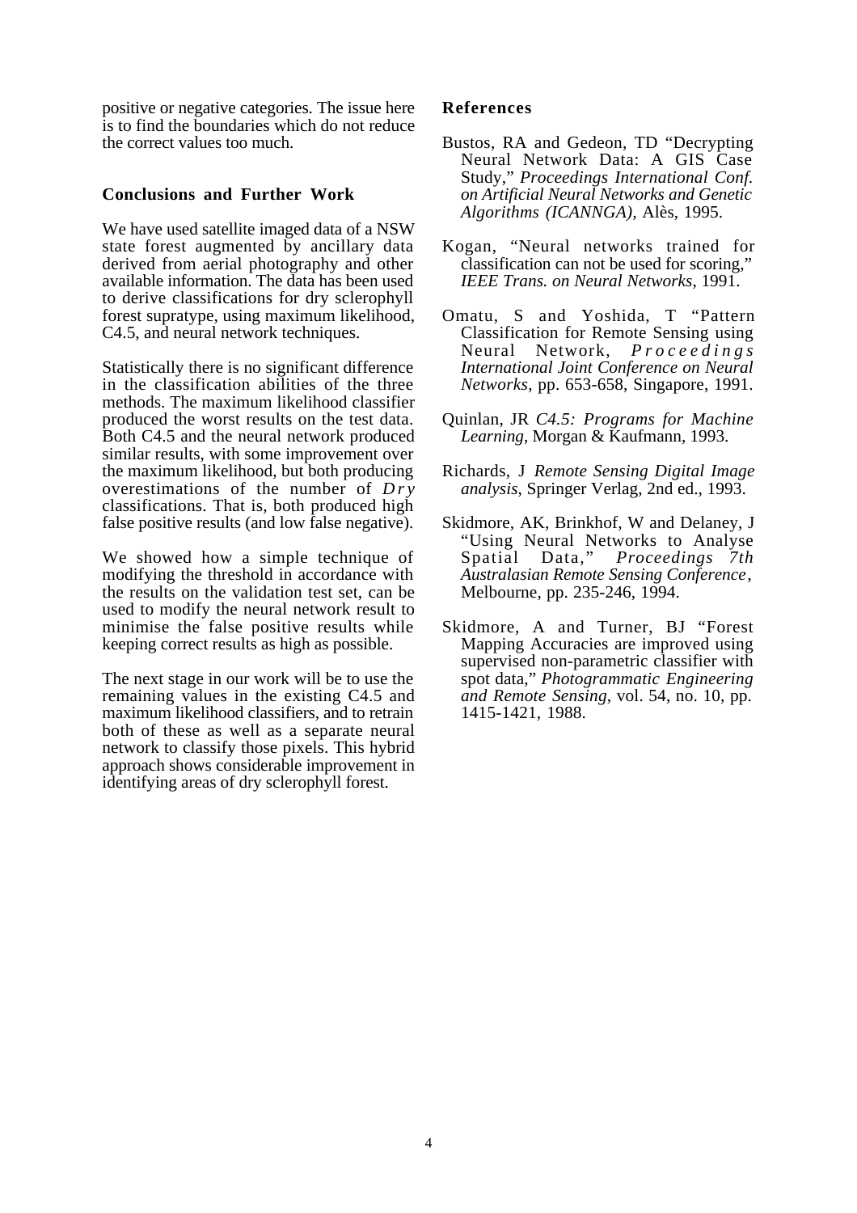positive or negative categories. The issue here is to find the boundaries which do not reduce the correct values too much.

## Conclusions and Further Work

We have used satellite imaged data of a NSW state forest augmented by ancillary data derived from aerial photography and other available information. The data has been used to derive classifications for dry sclerophyll forest supratype, using maximum likelihood, C4.5, and neural network techniques.

Statistically there is no significant difference in the classification abilities of the three methods. The maximum likelihood classifier produced the worst results on the test data. Both C4.5 and the neural network produced similar results, with some improvement over the maximum likelihood, but both producing overestimations of the number of *Dry* classifications. That is, both produced high false positive results (and low false negative).

We showed how a simple technique of modifying the threshold in accordance with the results on the validation test set, can be used to modify the neural network result to minimise the false positive results while keeping correct results as high as possible.

The next stage in our work will be to use the remaining values in the existing C4.5 and maximum likelihood classifiers, and to retrain both of these as well as a separate neural network to classify those pixels. This hybrid approach shows considerable improvement in identifying areas of dry sclerophyll forest.

## References

Bustos, RA and Gedeon, TD "Decrypting Neural Network Data: A GIS Case Study," *Proceedings International Conf. on Artificial Neural Networks and Genetic Algorithms (ICANNGA)*, Alès, 1995.

Kogan, "Neural networks trained for classification can not be used for scoring," *IEEE Trans. on Neural Networks*, 1991.

Omatu, S and Yoshida, T "Pattern Classification for Remote Sensing using Neural Network, *Proceedings International Joint Conference on Neural Networks*, pp. 653-658, Singapore, 1991.

Quinlan, JR *C4.5: Programs for Machine Learning*, Morgan & Kaufmann, 1993.

Richards, J *Remote Sensing Digital Image analysis*, Springer Verlag, 2nd ed., 1993.

Skidmore, AK, Brinkhof, W and Delaney, J "Using Neural Networks to Analyse Spatial Data," *Proceedings 7th Australasian Remote Sensing Conference*, Melbourne, pp. 235-246, 1994.

Skidmore, A and Turner, BJ "Forest Mapping Accuracies are improved using supervised non-parametric classifier with spot data," *Photogrammatic Engineering and Remote Sensing*, vol. 54, no. 10, pp. 1415-1421, 1988.